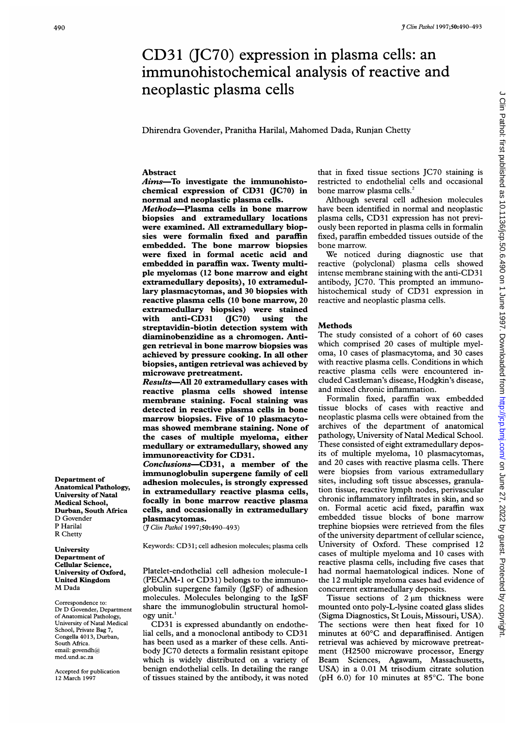# CD31 (JC70) expression in plasma cells: an immunohistochemical analysis of reactive and neoplastic plasma cells

Dhirendra Govender, Pranitha Harilal, Mahomed Dada, Runjan Chetty

## Abstract

***Aims*—To investigate the immunohistochemical expression of CD31 (JC70) in normal and neoplastic plasma cells.**

***Methods*—Plasma cells in bone marrow biopsies and extramedullary locations were examined. All extramedullary biopsies were formalin fixed and paraffin embedded. The bone marrow biopsies were fixed in formal acetic acid and embedded in paraffin wax. Twenty multiple myelomas (12 bone marrow and eight extramedullary deposits), 10 extramedullary plasmacytomas, and 30 biopsies with reactive plasma cells (10 bone marrow, 20 extramedullary biopsies) were stained with anti-CD31 (JC70) using the streptavidin-biotin detection system with diaminobenzidine as a chromogen. Antigen retrieval in bone marrow biopsies was achieved by pressure cooking. In all other biopsies, antigen retrieval was achieved by microwave pretreatment.**

***Results*—All 20 extramedullary cases with reactive plasma cells showed intense membrane staining. Focal staining was detected in reactive plasma cells in bone marrow biopsies. Five of 10 plasmacytomas showed membrane staining. None of the cases of multiple myeloma, either medullary or extramedullary, showed any immunoreactivity for CD31.**

***Conclusions*—CD31, a member of the immunoglobulin supergene family of cell adhesion molecules, is strongly expressed in extramedullary reactive plasma cells, focally in bone marrow reactive plasma cells, and occasionally in extramedullary plasmacytomas.**

(*J Clin Pathol* 1997;**50**:490–493)

Keywords: CD31; cell adhesion molecules; plasma cells

Department of Anatomical Pathology, University of Natal Medical School, Durban, South Africa
D Govender
P Harilal
R Chetty

University Department of Cellular Science, University of Oxford, United Kingdom
M Dada

Correspondence to: Dr D Govender, Department of Anatomical Pathology, University of Natal Medical School, Private Bag 7, Congella 4013, Durban, South Africa. email: govendh@med.und.ac.za

Accepted for publication 12 March 1997

Platelet-endothelial cell adhesion molecule-1 (PECAM-1 or CD31) belongs to the immunoglobulin supergene family (IgSF) of adhesion molecules. Molecules belonging to the IgSF share the immunoglobulin structural homology unit.[1]

CD31 is expressed abundantly on endothelial cells, and a monoclonal antibody to CD31 has been used as a marker of these cells. Antibody JC70 detects a formalin resistant epitope which is widely distributed on a variety of benign endothelial cells. In detailing the range of tissues stained by the antibody, it was noted that in fixed tissue sections JC70 staining is restricted to endothelial cells and occasional bone marrow plasma cells.[2]

Although several cell adhesion molecules have been identified in normal and neoplastic plasma cells, CD31 expression has not previously been reported in plasma cells in formalin fixed, paraffin embedded tissues outside of the bone marrow.

We noticed during diagnostic use that reactive (polyclonal) plasma cells showed intense membrane staining with the anti-CD31 antibody, JC70. This prompted an immunohistochemical study of CD31 expression in reactive and neoplastic plasma cells.

## Methods

The study consisted of a cohort of 60 cases which comprised 20 cases of multiple myeloma, 10 cases of plasmacytoma, and 30 cases with reactive plasma cells. Conditions in which reactive plasma cells were encountered included Castleman's disease, Hodgkin's disease, and mixed chronic inflammation.

Formalin fixed, paraffin wax embedded tissue blocks of cases with reactive and neoplastic plasma cells were obtained from the archives of the department of anatomical pathology, University of Natal Medical School. These consisted of eight extramedullary deposits of multiple myeloma, 10 plasmacytomas, and 20 cases with reactive plasma cells. There were biopsies from various extramedullary sites, including soft tissue abscesses, granulation tissue, reactive lymph nodes, perivascular chronic inflammatory infiltrates in skin, and so on. Formal acetic acid fixed, paraffin wax embedded tissue blocks of bone marrow trephine biopsies were retrieved from the files of the university department of cellular science, University of Oxford. These comprised 12 cases of multiple myeloma and 10 cases with reactive plasma cells, including five cases that had normal haematological indices. None of the 12 multiple myeloma cases had evidence of concurrent extramedullary deposits.

Tissue sections of 2 µm thickness were mounted onto poly-L-lysine coated glass slides (Sigma Diagnostics, St Louis, Missouri, USA). The sections were then heat fixed for 10 minutes at 60°C and deparaffinised. Antigen retrieval was achieved by microwave pretreatment (H2500 microwave processor, Energy Beam Sciences, Agawam, Massachusetts, USA) in a 0.01 M trisodium citrate solution (pH 6.0) for 10 minutes at 85°C. The bone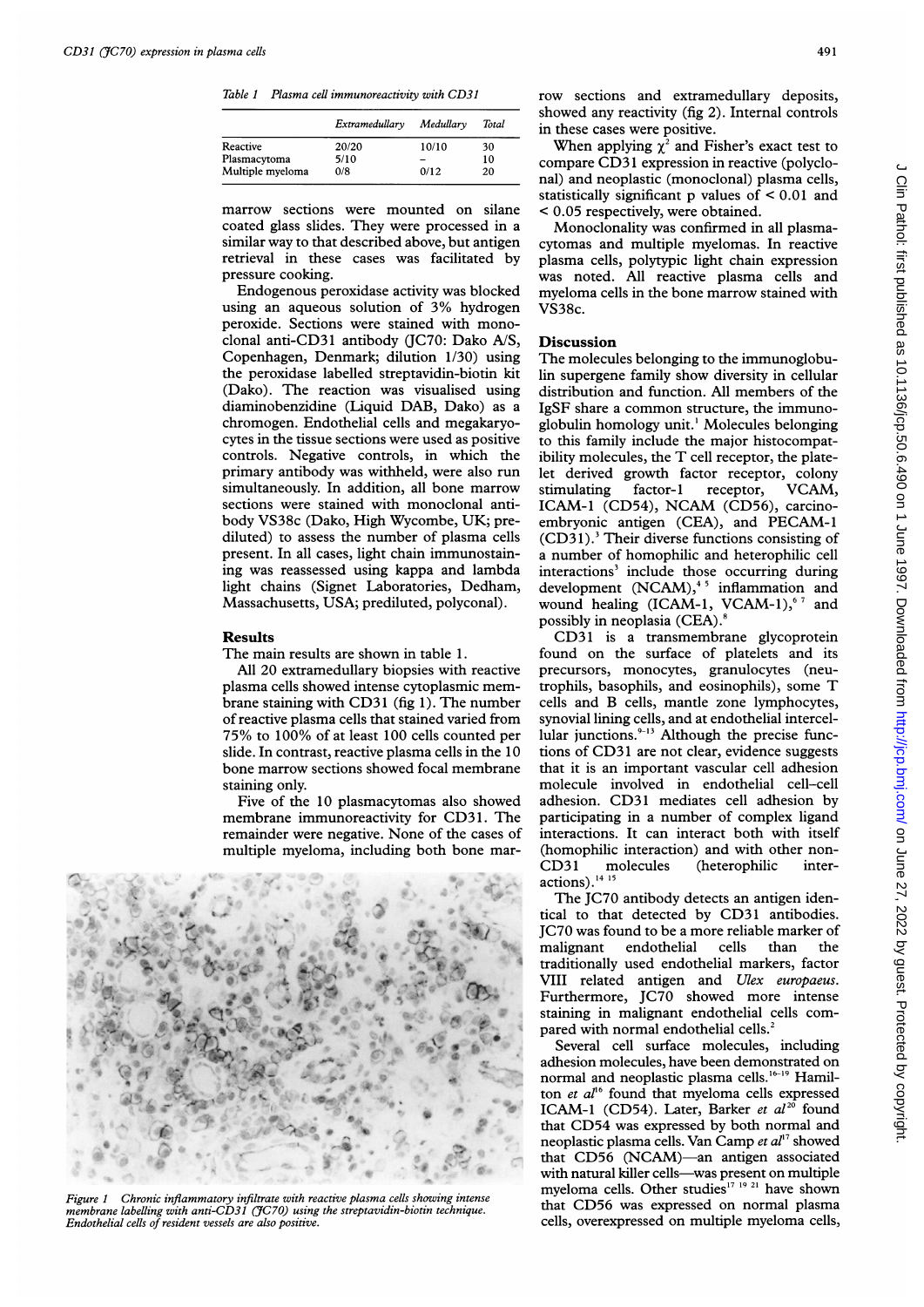Table 1 *Plasma cell immunoreactivity with CD31*

| | Extramedullary | Medullary | Total |
|---|---|---|---|
| Reactive | 20/20 | 10/10 | 30 |
| Plasmacytoma | 5/10 | – | 10 |
| Multiple myeloma | 0/8 | 0/12 | 20 |

marrow sections were mounted on silane coated glass slides. They were processed in a similar way to that described above, but antigen retrieval in these cases was facilitated by pressure cooking.

Endogenous peroxidase activity was blocked using an aqueous solution of 3% hydrogen peroxide. Sections were stained with monoclonal anti-CD31 antibody (JC70: Dako A/S, Copenhagen, Denmark; dilution 1/30) using the peroxidase labelled streptavidin-biotin kit (Dako). The reaction was visualised using diaminobenzidine (Liquid DAB, Dako) as a chromogen. Endothelial cells and megakaryocytes in the tissue sections were used as positive controls. Negative controls, in which the primary antibody was withheld, were also run simultaneously. In addition, all bone marrow sections were stained with monoclonal antibody VS38c (Dako, High Wycombe, UK; prediluted) to assess the number of plasma cells present. In all cases, light chain immunostaining was reassessed using kappa and lambda light chains (Signet Laboratories, Dedham, Massachusetts, USA; prediluted, polyconal).

## Results

The main results are shown in table 1.

All 20 extramedullary biopsies with reactive plasma cells showed intense cytoplasmic membrane staining with CD31 (fig 1). The number of reactive plasma cells that stained varied from 75% to 100% of at least 100 cells counted per slide. In contrast, reactive plasma cells in the 10 bone marrow sections showed focal membrane staining only.

Five of the 10 plasmacytomas also showed membrane immunoreactivity for CD31. The remainder were negative. None of the cases of multiple myeloma, including both bone marrow sections and extramedullary deposits, showed any reactivity (fig 2). Internal controls in these cases were positive.

*Figure 1 Chronic inflammatory infiltrate with reactive plasma cells showing intense membrane labelling with anti-CD31 (JC70) using the streptavidin-biotin technique. Endothelial cells of resident vessels are also positive.*

When applying $\chi^2$ and Fisher's exact test to compare CD31 expression in reactive (polyclonal) and neoplastic (monoclonal) plasma cells, statistically significant p values of $< 0.01$ and $< 0.05$ respectively, were obtained.

Monoclonality was confirmed in all plasmacytomas and multiple myelomas. In reactive plasma cells, polytypic light chain expression was noted. All reactive plasma cells and myeloma cells in the bone marrow stained with VS38c.

## Discussion

The molecules belonging to the immunoglobulin supergene family show diversity in cellular distribution and function. All members of the IgSF share a common structure, the immunoglobulin homology unit.[1] Molecules belonging to this family include the major histocompatibility molecules, the T cell receptor, the platelet derived growth factor receptor, colony stimulating factor-1 receptor, VCAM, ICAM-1 (CD54), NCAM (CD56), carcinoembryonic antigen (CEA), and PECAM-1 (CD31).[3] Their diverse functions consisting of a number of homophilic and heterophilic cell interactions[3] include those occurring during development (NCAM),[4,5] inflammation and wound healing (ICAM-1, VCAM-1),[6,7] and possibly in neoplasia (CEA).[8]

CD31 is a transmembrane glycoprotein found on the surface of platelets and its precursors, monocytes, granulocytes (neutrophils, basophils, and eosinophils), some T cells and B cells, mantle zone lymphocytes, synovial lining cells, and at endothelial intercellular junctions.[9-13] Although the precise functions of CD31 are not clear, evidence suggests that it is an important vascular cell adhesion molecule involved in endothelial cell–cell adhesion. CD31 mediates cell adhesion by participating in a number of complex ligand interactions. It can interact both with itself (homophilic interaction) and with other non-CD31 molecules (heterophilic interactions).[14,15]

The JC70 antibody detects an antigen identical to that detected by CD31 antibodies. JC70 was found to be a more reliable marker of malignant endothelial cells than the traditionally used endothelial markers, factor VIII related antigen and *Ulex europaeus*. Furthermore, JC70 showed more intense staining in malignant endothelial cells compared with normal endothelial cells.[2]

Several cell surface molecules, including adhesion molecules, have been demonstrated on normal and neoplastic plasma cells.[16-19] Hamilton *et al*[16] found that myeloma cells expressed ICAM-1 (CD54). Later, Barker *et al*[20] found that CD54 was expressed by both normal and neoplastic plasma cells. Van Camp *et al*[17] showed that CD56 (NCAM)—an antigen associated with natural killer cells—was present on multiple myeloma cells. Other studies[17,19,21] have shown that CD56 was expressed on normal plasma cells, overexpressed on multiple myeloma cells,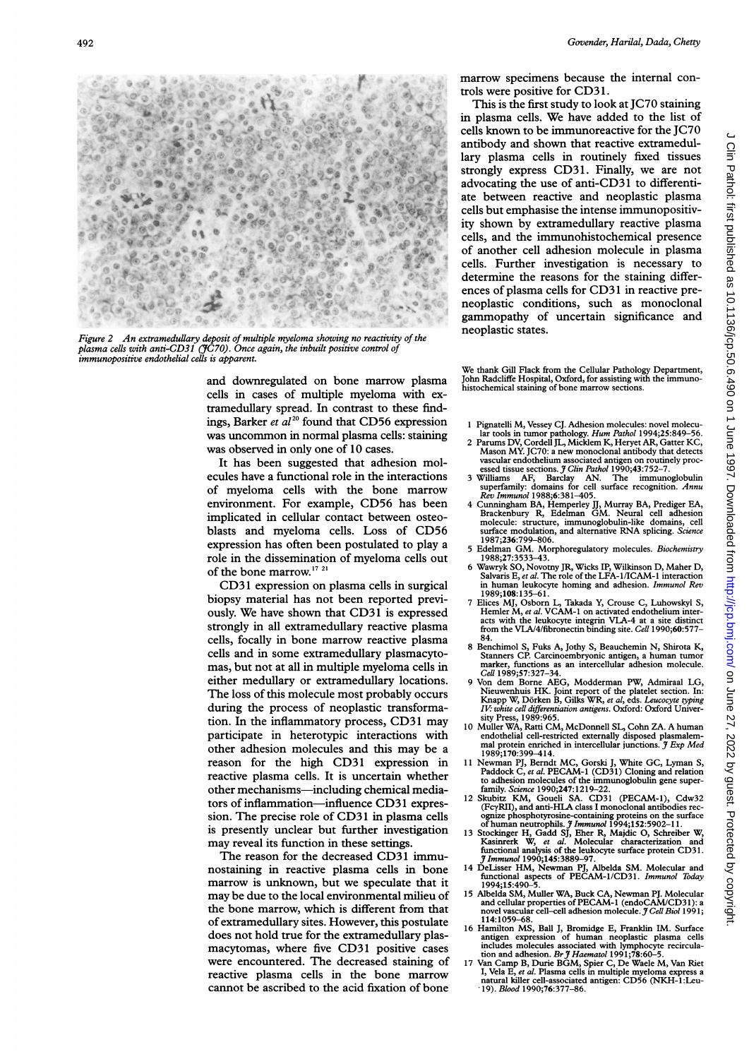*Figure 2 An extramedullary deposit of multiple myeloma showing no reactivity of the plasma cells with anti-CD31 (JC70). Once again, the inbuilt positive control of immunopositive endothelial cells is apparent.*

and downregulated on bone marrow plasma cells in cases of multiple myeloma with extramedullary spread. In contrast to these findings, Barker *et al*[20] found that CD56 expression was uncommon in normal plasma cells: staining was observed in only one of 10 cases.

It has been suggested that adhesion molecules have a functional role in the interactions of myeloma cells with the bone marrow environment. For example, CD56 has been implicated in cellular contact between osteoblasts and myeloma cells. Loss of CD56 expression has often been postulated to play a role in the dissemination of myeloma cells out of the bone marrow.[17 21]

CD31 expression on plasma cells in surgical biopsy material has not been reported previously. We have shown that CD31 is expressed strongly in all extramedullary reactive plasma cells, focally in bone marrow reactive plasma cells and in some extramedullary plasmacytomas, but not at all in multiple myeloma cells in either medullary or extramedullary locations. The loss of this molecule most probably occurs during the process of neoplastic transformation. In the inflammatory process, CD31 may participate in heterotypic interactions with other adhesion molecules and this may be a reason for the high CD31 expression in reactive plasma cells. It is uncertain whether other mechanisms—including chemical mediators of inflammation—influence CD31 expression. The precise role of CD31 in plasma cells is presently unclear but further investigation may reveal its function in these settings.

The reason for the decreased CD31 immunostaining in reactive plasma cells in bone marrow is unknown, but we speculate that it may be due to the local environmental milieu of the bone marrow, which is different from that of extramedullary sites. However, this postulate does not hold true for the extramedullary plasmacytomas, where five CD31 positive cases were encountered. The decreased staining of reactive plasma cells in the bone marrow cannot be ascribed to the acid fixation of bone marrow specimens because the internal controls were positive for CD31.

This is the first study to look at JC70 staining in plasma cells. We have added to the list of cells known to be immunoreactive for the JC70 antibody and shown that reactive extramedullary plasma cells in routinely fixed tissues strongly express CD31. Finally, we are not advocating the use of anti-CD31 to differentiate between reactive and neoplastic plasma cells but emphasise the intense immunopositivity shown by extramedullary reactive plasma cells, and the immunohistochemical presence of another cell adhesion molecule in plasma cells. Further investigation is necessary to determine the reasons for the staining differences of plasma cells for CD31 in reactive preneoplastic conditions, such as monoclonal gammopathy of uncertain significance and neoplastic states.

We thank Gill Flack from the Cellular Pathology Department, John Radcliffe Hospital, Oxford, for assisting with the immunohistochemical staining of bone marrow sections.

1 Pignatelli M, Vessey CJ. Adhesion molecules: novel molecular tools in tumor pathology. *Hum Pathol* 1994;**25**:849–56.
2 Parums DV, Cordell JL, Micklem K, Heryet AR, Gatter KC, Mason MY. JC70: a new monoclonal antibody that detects vascular endothelium associated antigen on routinely processed tissue sections. *J Clin Pathol* 1990;**43**:752–7.
3 Williams AF, Barclay AN. The immunoglobulin superfamily: domains for cell surface recognition. *Annu Rev Immunol* 1988;**6**:381–405.
4 Cunningham BA, Hemperley JJ, Murray BA, Prediger EA, Brackenbury R, Edelman GM. Neural cell adhesion molecule: structure, immunoglobulin-like domains, cell surface modulation, and alternative RNA splicing. *Science* 1987;**236**:799–806.
5 Edelman GM. Morphoregulatory molecules. *Biochemistry* 1988;**27**:3533–43.
6 Wawryk SO, Novotny JR, Wicks IP, Wilkinson D, Maher D, Salvaris E, *et al*. The role of the LFA-1/ICAM-1 interaction in human leukocyte homing and adhesion. *Immunol Rev* 1989;**108**:135–61.
7 Elices MJ, Osborn L, Takada Y, Crouse C, Luhowskyl S, Hemler M, *et al*. VCAM-1 on activated endothelium interacts with the leukocyte integrin VLA-4 at a site distinct from the VLA/4/fibronectin binding site. *Cell* 1990;**60**:577–84.
8 Benchimol S, Fuks A, Jothy S, Beauchemin N, Shirota K, Stanners CP. Carcinoembryonic antigen, a human tumor marker, functions as an intercellular adhesion molecule. *Cell* 1989;**57**:327–34.
9 Von dem Borne AEG, Modderman PW, Admiraal LG, Nieuwenhuis HK. Joint report of the platelet section. In: Knapp W, Dörken B, Gilks WR, *et al*, eds. *Leucocyte typing IV: white cell differentiation antigens*. Oxford: Oxford University Press, 1989:965.
10 Muller WA, Ratti CM, McDonnell SL, Cohn ZA. A human endothelial cell-restricted externally disposed plasmalemmal protein enriched in intercellular junctions. *J Exp Med* 1989;**170**:399–414.
11 Newman PJ, Berndt MC, Gorski J, White GC, Lyman S, Paddock C, *et al*. PECAM-1 (CD31) Cloning and relation to adhesion molecules of the immunoglobulin gene superfamily. *Science* 1990;**247**:1219–22.
12 Skubitz KM, Goueli SA. CD31 (PECAM-1), Cdw32 (FcγRII), and anti-HLA class I monoclonal antibodies recognize phosphotyrosine-containing proteins on the surface of human neutrophils. *J Immunol* 1994;**152**:5902–11.
13 Stockinger H, Gadd SJ, Eher R, Majdic O, Schreiber W, Kasinrerk W, *et al*. Molecular characterization and functional analysis of the leukocyte surface protein CD31. *J Immunol* 1990;**145**:3889–97.
14 DeLisser HM, Newman PJ, Albelda SM. Molecular and functional aspects of PECAM-1/CD31. *Immunol Today* 1994;**15**:490–5.
15 Albelda SM, Muller WA, Buck CA, Newman PJ. Molecular and cellular properties of PECAM-1 (endoCAM/CD31): a novel vascular cell–cell adhesion molecule. *J Cell Biol* 1991; **114**:1059–68.
16 Hamilton MS, Ball J, Bromidge E, Franklin IM. Surface antigen expression of human neoplastic plasma cells includes molecules associated with lymphocyte recirculation and adhesion. *Br J Haematol* 1991;**78**:60–5.
17 Van Camp B, Durie BGM, Spier C, De Waele M, Van Riet I, Vela E, *et al*. Plasma cells in multiple myeloma express a natural killer cell-associated antigen: CD56 (NKH-1:Leu-19). *Blood* 1990;**76**:377–86.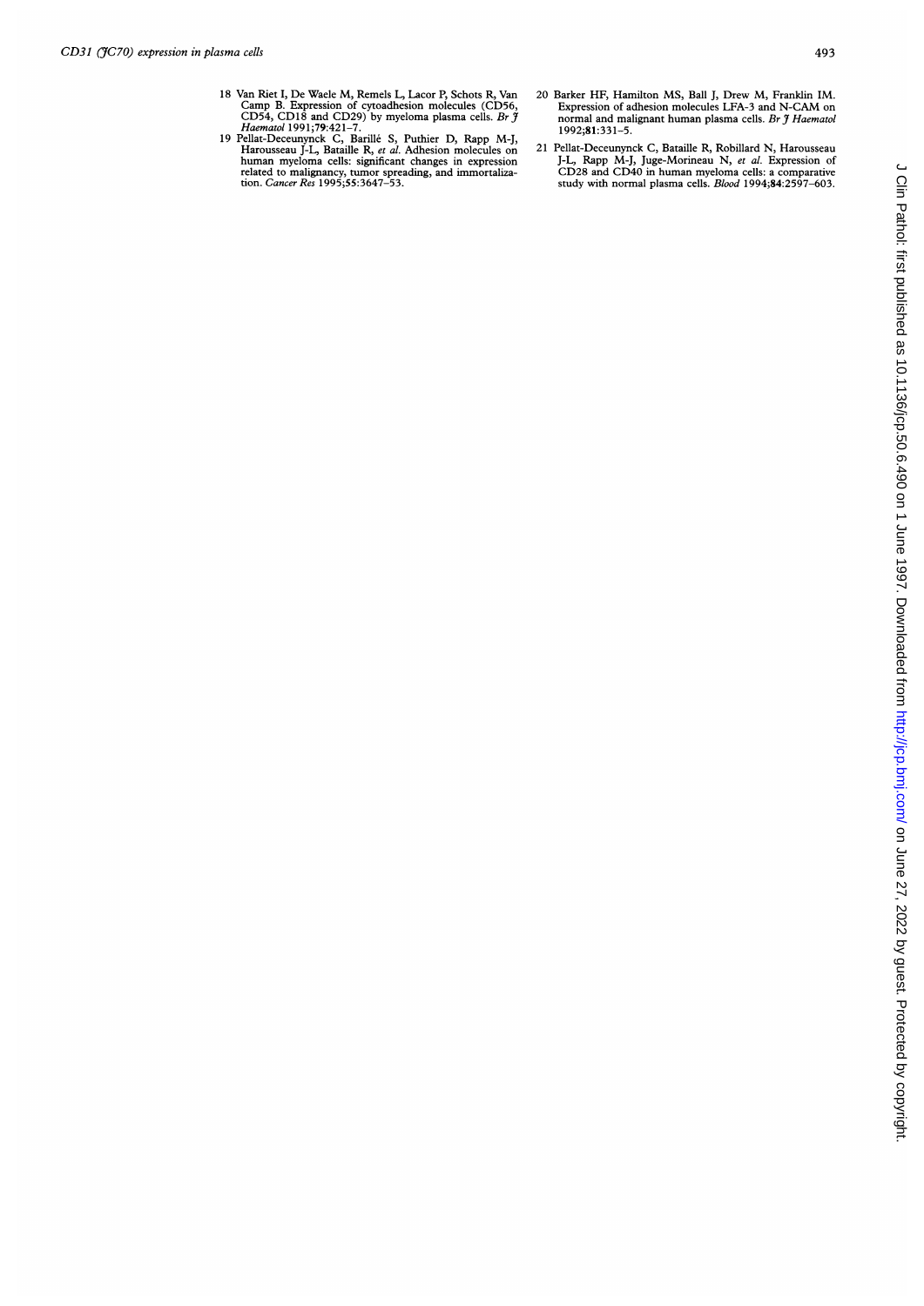18 Van Riet I, De Waele M, Remels L, Lacor P, Schots R, Van Camp B. Expression of cytoadhesion molecules (CD56, CD54, CD18 and CD29) by myeloma plasma cells. *Br J Haematol* 1991;**79**:421–7.

19 Pellat-Deceunynck C, Barillé S, Puthier D, Rapp M-J, Harousseau J-L, Bataille R, *et al*. Adhesion molecules on human myeloma cells: significant changes in expression related to malignancy, tumor spreading, and immortalization. *Cancer Res* 1995;**55**:3647–53.

20 Barker HF, Hamilton MS, Ball J, Drew M, Franklin IM. Expression of adhesion molecules LFA-3 and N-CAM on normal and malignant human plasma cells. *Br J Haematol* 1992;**81**:331–5.

21 Pellat-Deceunynck C, Bataille R, Robillard N, Harousseau J-L, Rapp M-J, Juge-Morineau N, *et al*. Expression of CD28 and CD40 in human myeloma cells: a comparative study with normal plasma cells. *Blood* 1994;**84**:2597–603.